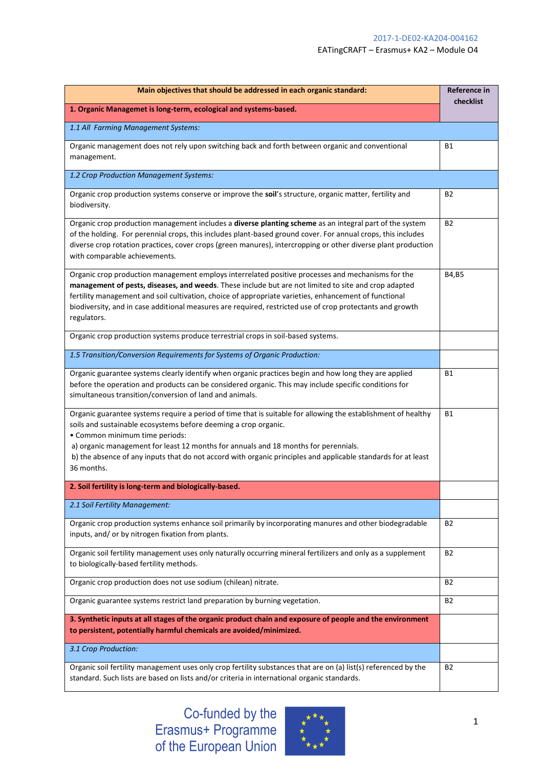| Main objectives that should be addressed in each organic standard: | Reference in checklist |
|---|---|
| **1. Organic Managemet is long-term, ecological and systems-based.** | |
| *1.1 All Farming Management Systems:* | |
| Organic management does not rely upon switching back and forth between organic and conventional management. | B1 |
| *1.2 Crop Production Management Systems:* | |
| Organic crop production systems conserve or improve the **soil**'s structure, organic matter, fertility and biodiversity. | B2 |
| Organic crop production management includes a **diverse planting scheme** as an integral part of the system of the holding. For perennial crops, this includes plant-based ground cover. For annual crops, this includes diverse crop rotation practices, cover crops (green manures), intercropping or other diverse plant production with comparable achievements. | B2 |
| Organic crop production management employs interrelated positive processes and mechanisms for the **management of pests, diseases, and weeds**. These include but are not limited to site and crop adapted fertility management and soil cultivation, choice of appropriate varieties, enhancement of functional biodiversity, and in case additional measures are required, restricted use of crop protectants and growth regulators. | B4,B5 |
| Organic crop production systems produce terrestrial crops in soil-based systems. | |
| *1.5 Transition/Conversion Requirements for Systems of Organic Production:* | |
| Organic guarantee systems clearly identify when organic practices begin and how long they are applied before the operation and products can be considered organic. This may include specific conditions for simultaneous transition/conversion of land and animals. | B1 |
| Organic guarantee systems require a period of time that is suitable for allowing the establishment of healthy soils and sustainable ecosystems before deeming a crop organic.<br>• Common minimum time periods:<br>a) organic management for least 12 months for annuals and 18 months for perennials.<br>b) the absence of any inputs that do not accord with organic principles and applicable standards for at least 36 months. | B1 |
| **2. Soil fertility is long-term and biologically-based.** | |
| *2.1 Soil Fertility Management:* | |
| Organic crop production systems enhance soil primarily by incorporating manures and other biodegradable inputs, and/ or by nitrogen fixation from plants. | B2 |
| Organic soil fertility management uses only naturally occurring mineral fertilizers and only as a supplement to biologically-based fertility methods. | B2 |
| Organic crop production does not use sodium (chilean) nitrate. | B2 |
| Organic guarantee systems restrict land preparation by burning vegetation. | B2 |
| **3. Synthetic inputs at all stages of the organic product chain and exposure of people and the environment to persistent, potentially harmful chemicals are avoided/minimized.** | |
| *3.1 Crop Production:* | |
| Organic soil fertility management uses only crop fertility substances that are on (a) list(s) referenced by the standard. Such lists are based on lists and/or criteria in international organic standards. | B2 |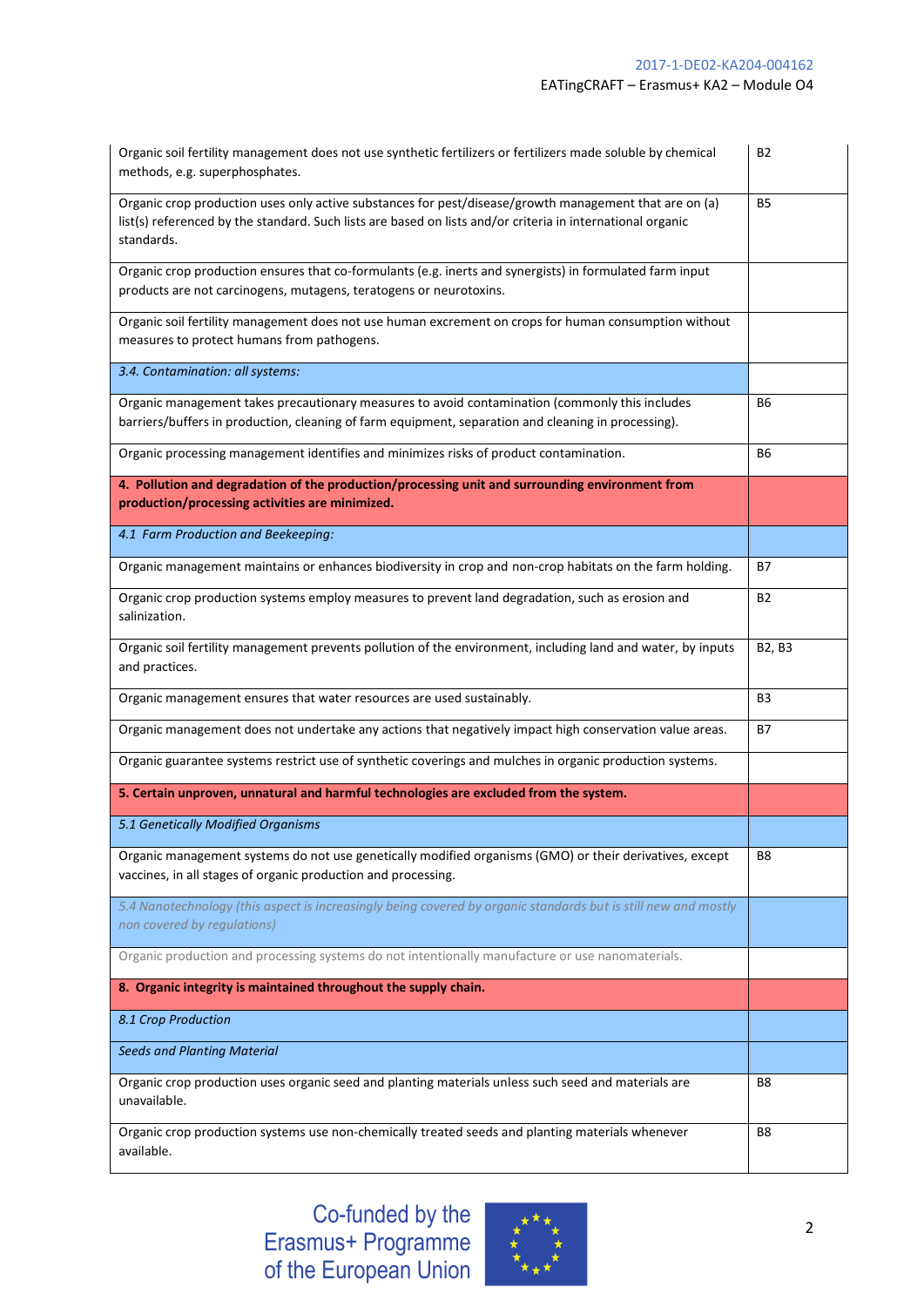| | |
|---|---|
| Organic soil fertility management does not use synthetic fertilizers or fertilizers made soluble by chemical methods, e.g. superphosphates. | B2 |
| Organic crop production uses only active substances for pest/disease/growth management that are on (a) list(s) referenced by the standard. Such lists are based on lists and/or criteria in international organic standards. | B5 |
| Organic crop production ensures that co-formulants (e.g. inerts and synergists) in formulated farm input products are not carcinogens, mutagens, teratogens or neurotoxins. | |
| Organic soil fertility management does not use human excrement on crops for human consumption without measures to protect humans from pathogens. | |
| *3.4. Contamination: all systems:* | |
| Organic management takes precautionary measures to avoid contamination (commonly this includes barriers/buffers in production, cleaning of farm equipment, separation and cleaning in processing). | B6 |
| Organic processing management identifies and minimizes risks of product contamination. | B6 |
| **4. Pollution and degradation of the production/processing unit and surrounding environment from production/processing activities are minimized.** | |
| *4.1 Farm Production and Beekeeping:* | |
| Organic management maintains or enhances biodiversity in crop and non-crop habitats on the farm holding. | B7 |
| Organic crop production systems employ measures to prevent land degradation, such as erosion and salinization. | B2 |
| Organic soil fertility management prevents pollution of the environment, including land and water, by inputs and practices. | B2, B3 |
| Organic management ensures that water resources are used sustainably. | B3 |
| Organic management does not undertake any actions that negatively impact high conservation value areas. | B7 |
| Organic guarantee systems restrict use of synthetic coverings and mulches in organic production systems. | |
| **5. Certain unproven, unnatural and harmful technologies are excluded from the system.** | |
| *5.1 Genetically Modified Organisms* | |
| Organic management systems do not use genetically modified organisms (GMO) or their derivatives, except vaccines, in all stages of organic production and processing. | B8 |
| *5.4 Nanotechnology (this aspect is increasingly being covered by organic standards but is still new and mostly non covered by regulations)* | |
| Organic production and processing systems do not intentionally manufacture or use nanomaterials. | |
| **8. Organic integrity is maintained throughout the supply chain.** | |
| *8.1 Crop Production* | |
| *Seeds and Planting Material* | |
| Organic crop production uses organic seed and planting materials unless such seed and materials are unavailable. | B8 |
| Organic crop production systems use non-chemically treated seeds and planting materials whenever available. | B8 |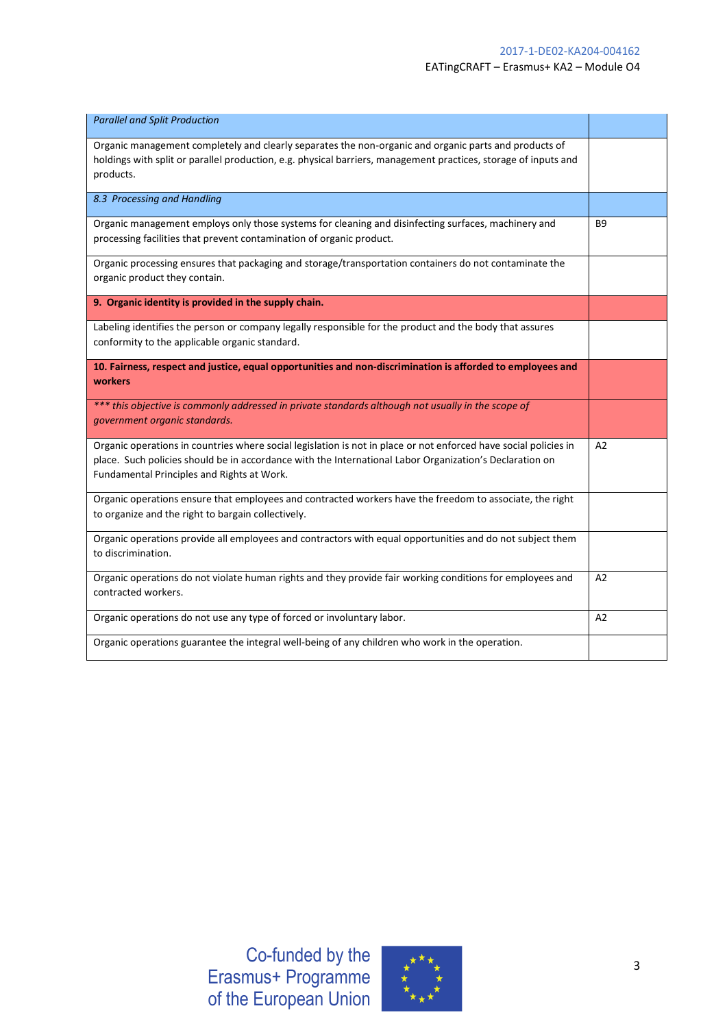| | |
|---|---|
| *Parallel and Split Production* | |
| Organic management completely and clearly separates the non-organic and organic parts and products of holdings with split or parallel production, e.g. physical barriers, management practices, storage of inputs and products. | |
| *8.3 Processing and Handling* | |
| Organic management employs only those systems for cleaning and disinfecting surfaces, machinery and processing facilities that prevent contamination of organic product. | B9 |
| Organic processing ensures that packaging and storage/transportation containers do not contaminate the organic product they contain. | |
| **9. Organic identity is provided in the supply chain.** | |
| Labeling identifies the person or company legally responsible for the product and the body that assures conformity to the applicable organic standard. | |
| **10. Fairness, respect and justice, equal opportunities and non-discrimination is afforded to employees and workers** | |
| *\*\*\* this objective is commonly addressed in private standards although not usually in the scope of government organic standards.* | |
| Organic operations in countries where social legislation is not in place or not enforced have social policies in place. Such policies should be in accordance with the International Labor Organization's Declaration on Fundamental Principles and Rights at Work. | A2 |
| Organic operations ensure that employees and contracted workers have the freedom to associate, the right to organize and the right to bargain collectively. | |
| Organic operations provide all employees and contractors with equal opportunities and do not subject them to discrimination. | |
| Organic operations do not violate human rights and they provide fair working conditions for employees and contracted workers. | A2 |
| Organic operations do not use any type of forced or involuntary labor. | A2 |
| Organic operations guarantee the integral well-being of any children who work in the operation. | |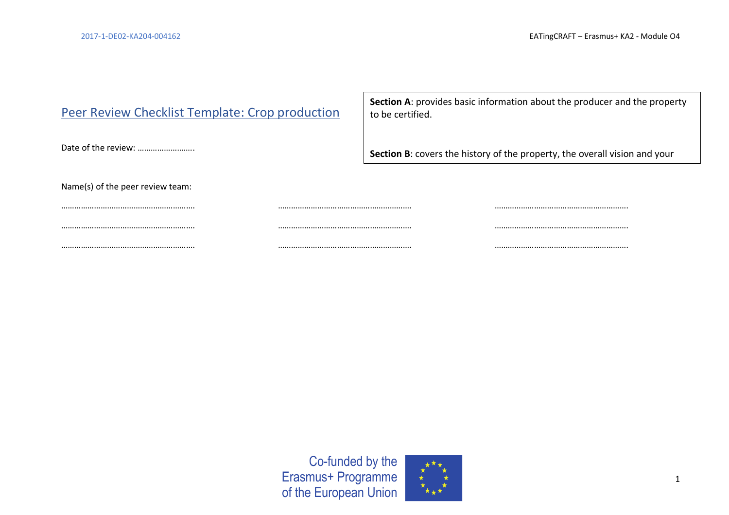## Peer Review Checklist Template: Crop production

Date of the review: …………………….

**Section A**: provides basic information about the producer and the property to be certified.

**Section B**: covers the history of the property, the overall vision and your

Name(s) of the peer review team:

| | | |
|---|---|---|
| …………………………………………………. | …………………………………………………. | …………………………………………………. |
| …………………………………………………. | …………………………………………………. | …………………………………………………. |
| …………………………………………………. | …………………………………………………. | …………………………………………………. |

Co-funded by the Erasmus+ Programme of the European Union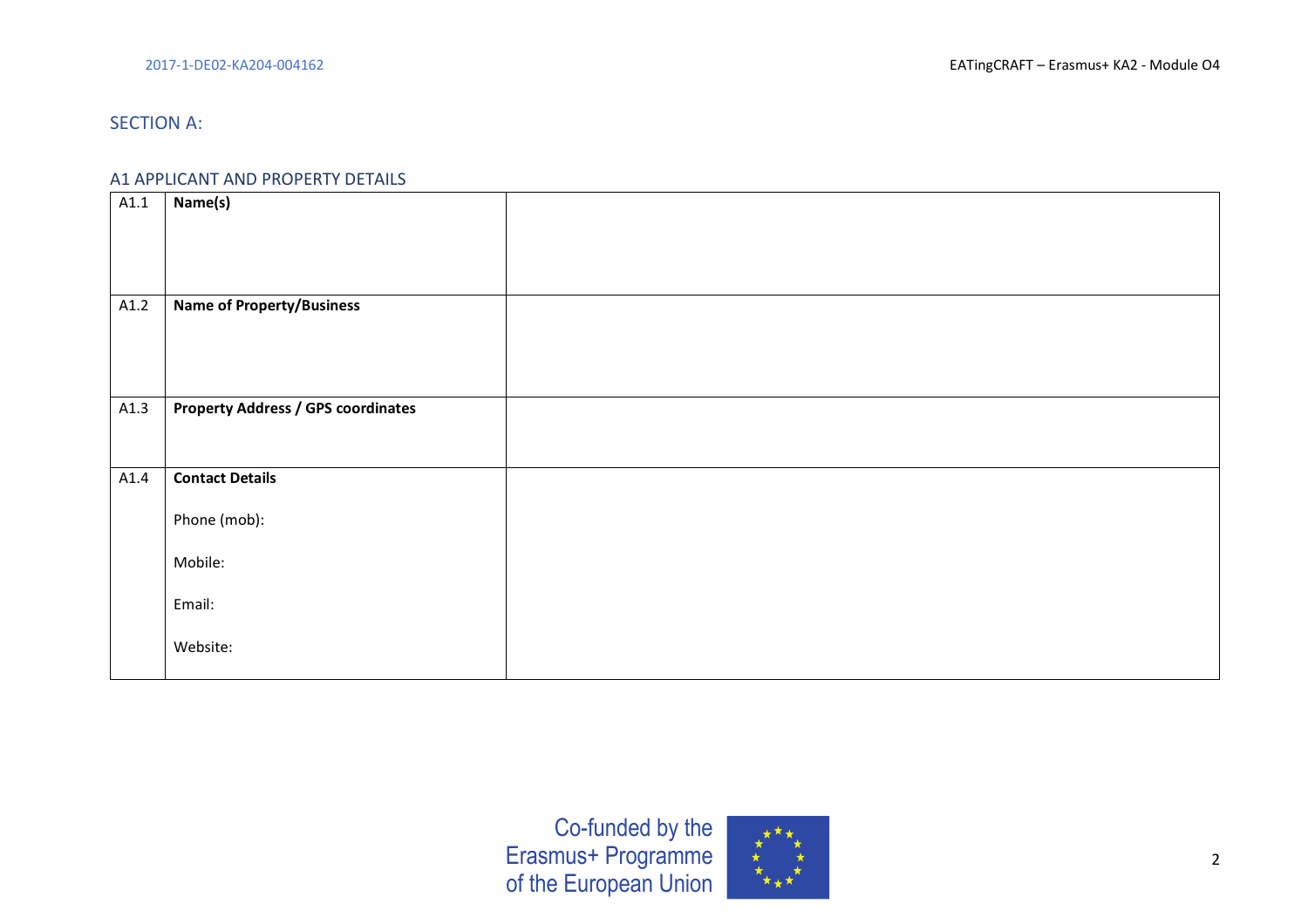## SECTION A:

### A1 APPLICANT AND PROPERTY DETAILS

| | | |
|---|---|---|
| A1.1 | **Name(s)** | |
| A1.2 | **Name of Property/Business** | |
| A1.3 | **Property Address / GPS coordinates** | |
| A1.4 | **Contact Details**<br><br>Phone (mob):<br><br>Mobile:<br><br>Email:<br><br>Website: | |

Co-funded by the Erasmus+ Programme of the European Union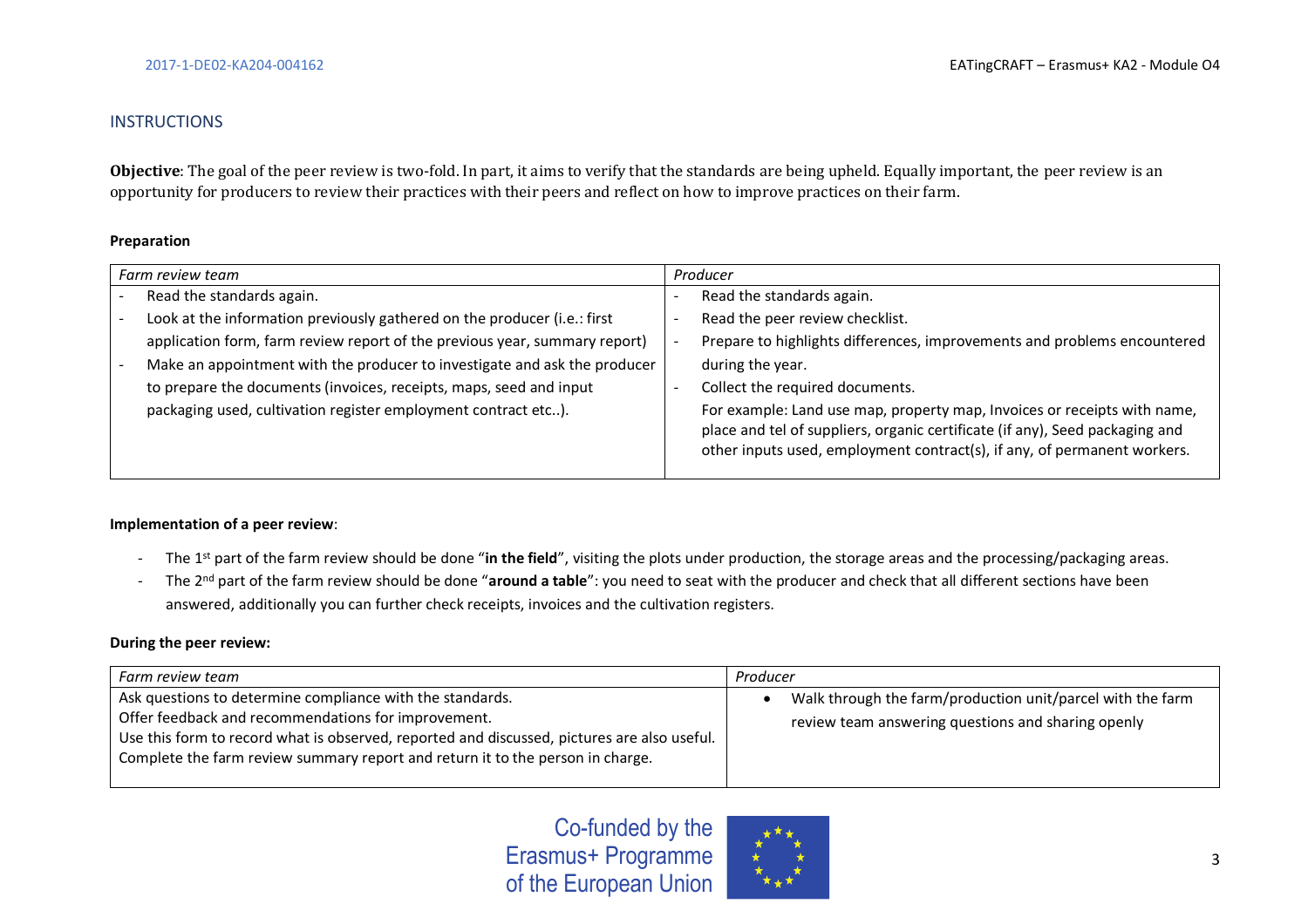## INSTRUCTIONS

**Objective**: The goal of the peer review is two-fold. In part, it aims to verify that the standards are being upheld. Equally important, the peer review is an opportunity for producers to review their practices with their peers and reflect on how to improve practices on their farm.

**Preparation**

| *Farm review team* | *Producer* |
|---|---|
| - Read the standards again.<br>- Look at the information previously gathered on the producer (i.e.: first application form, farm review report of the previous year, summary report)<br>- Make an appointment with the producer to investigate and ask the producer to prepare the documents (invoices, receipts, maps, seed and input packaging used, cultivation register employment contract etc..). | - Read the standards again.<br>- Read the peer review checklist.<br>- Prepare to highlights differences, improvements and problems encountered during the year.<br>- Collect the required documents.<br>For example: Land use map, property map, Invoices or receipts with name, place and tel of suppliers, organic certificate (if any), Seed packaging and other inputs used, employment contract(s), if any, of permanent workers. |

**Implementation of a peer review**:

- The 1st part of the farm review should be done "**in the field**", visiting the plots under production, the storage areas and the processing/packaging areas.
- The 2nd part of the farm review should be done "**around a table**": you need to seat with the producer and check that all different sections have been answered, additionally you can further check receipts, invoices and the cultivation registers.

**During the peer review:**

| *Farm review team* | *Producer* |
|---|---|
| Ask questions to determine compliance with the standards.<br>Offer feedback and recommendations for improvement.<br>Use this form to record what is observed, reported and discussed, pictures are also useful.<br>Complete the farm review summary report and return it to the person in charge. | • Walk through the farm/production unit/parcel with the farm review team answering questions and sharing openly |

Co-funded by the Erasmus+ Programme of the European Union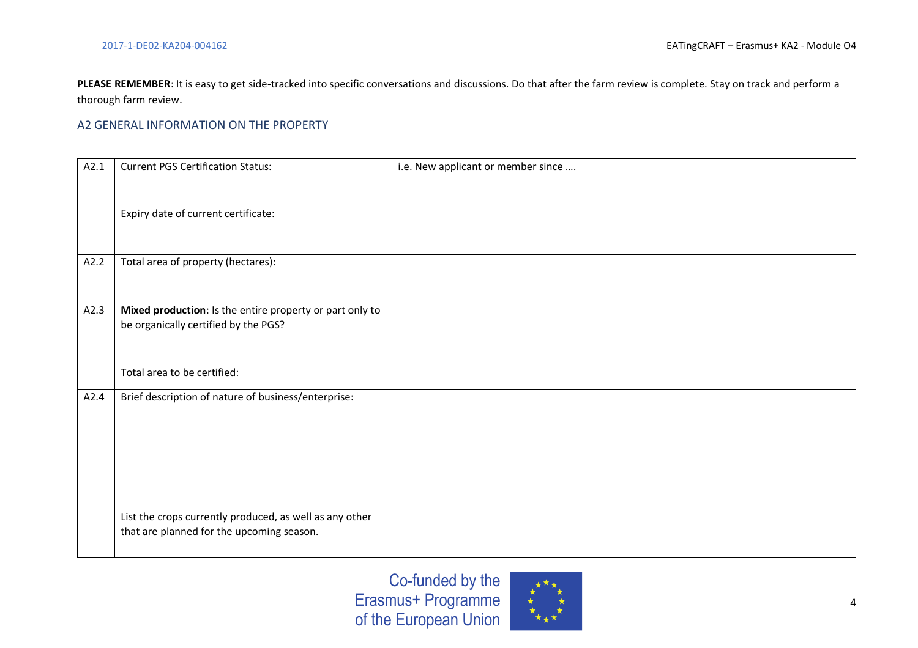**PLEASE REMEMBER**: It is easy to get side-tracked into specific conversations and discussions. Do that after the farm review is complete. Stay on track and perform a thorough farm review.

## A2 GENERAL INFORMATION ON THE PROPERTY

| | | |
|---|---|---|
| A2.1 | Current PGS Certification Status:<br><br>Expiry date of current certificate: | i.e. New applicant or member since …. |
| A2.2 | Total area of property (hectares): | |
| A2.3 | **Mixed production**: Is the entire property or part only to be organically certified by the PGS?<br><br>Total area to be certified: | |
| A2.4 | Brief description of nature of business/enterprise: | |
| | List the crops currently produced, as well as any other that are planned for the upcoming season. | |

Co-funded by the Erasmus+ Programme of the European Union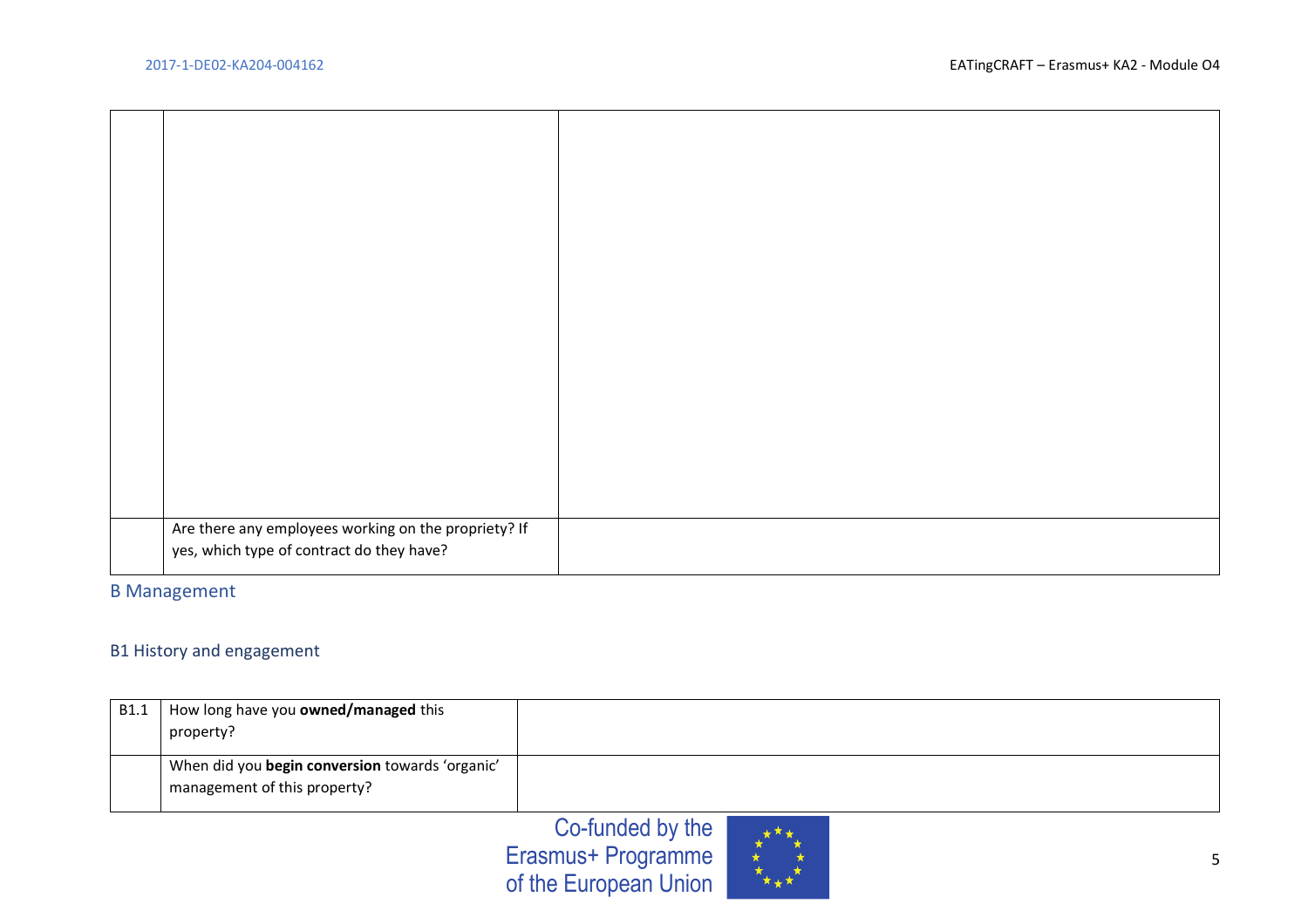| | | |
|---|---|---|
| | | |
| | Are there any employees working on the propriety? If yes, which type of contract do they have? | |

## B Management

### B1 History and engagement

| | | |
|---|---|---|
| B1.1 | How long have you **owned/managed** this property? | |
| | When did you **begin conversion** towards 'organic' management of this property? | |

Co-funded by the Erasmus+ Programme of the European Union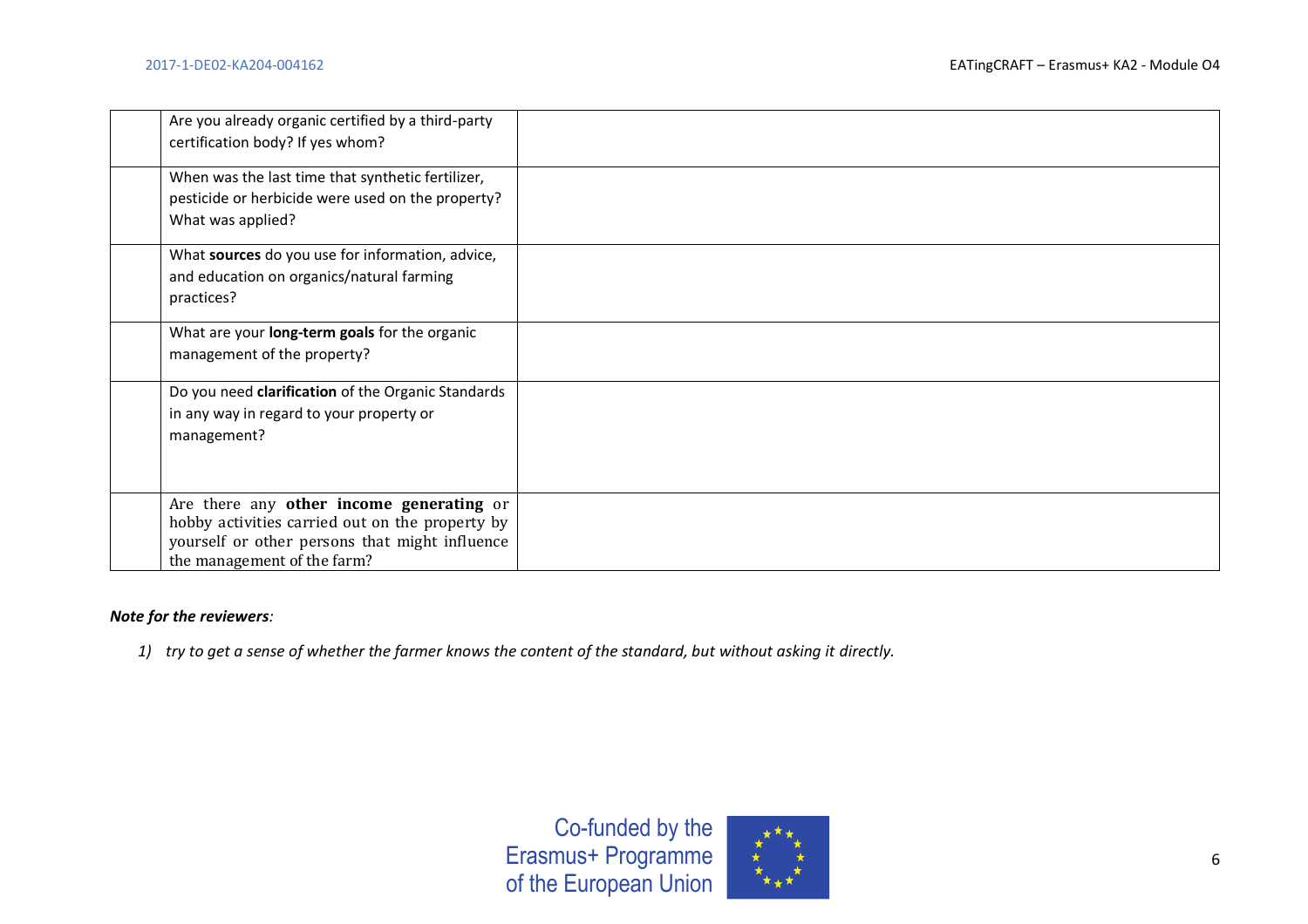| | | |
|---|---|---|
| | Are you already organic certified by a third-party certification body? If yes whom? | |
| | When was the last time that synthetic fertilizer, pesticide or herbicide were used on the property? What was applied? | |
| | What **sources** do you use for information, advice, and education on organics/natural farming practices? | |
| | What are your **long-term goals** for the organic management of the property? | |
| | Do you need **clarification** of the Organic Standards in any way in regard to your property or management? | |
| | Are there any **other income generating** or hobby activities carried out on the property by yourself or other persons that might influence the management of the farm? | |

***Note for the reviewers**:*

1) *try to get a sense of whether the farmer knows the content of the standard, but without asking it directly.*

Co-funded by the Erasmus+ Programme of the European Union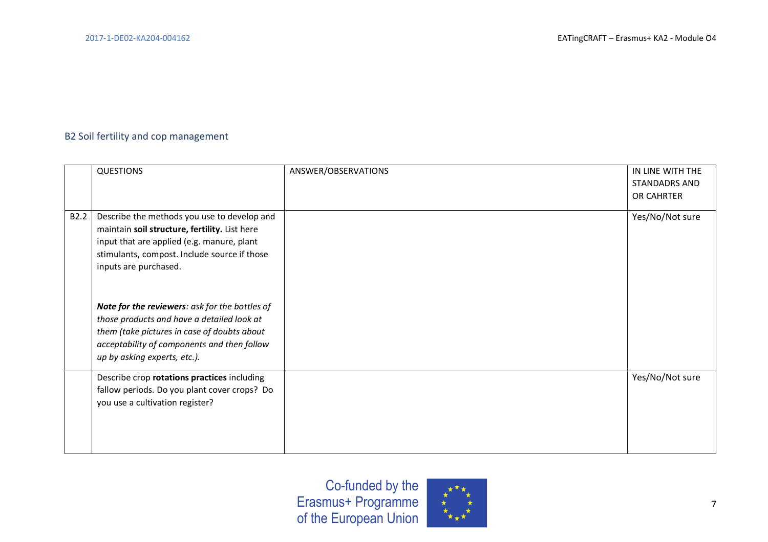## B2 Soil fertility and cop management

| | QUESTIONS | ANSWER/OBSERVATIONS | IN LINE WITH THE STANDADRS AND OR CAHRTER |
|---|---|---|---|
| B2.2 | Describe the methods you use to develop and maintain **soil structure, fertility.** List here input that are applied (e.g. manure, plant stimulants, compost. Include source if those inputs are purchased.<br><br>***Note for the reviewers****: ask for the bottles of those products and have a detailed look at them (take pictures in case of doubts about acceptability of components and then follow up by asking experts, etc.).* | | Yes/No/Not sure |
| | Describe crop **rotations practices** including fallow periods. Do you plant cover crops? Do you use a cultivation register? | | Yes/No/Not sure |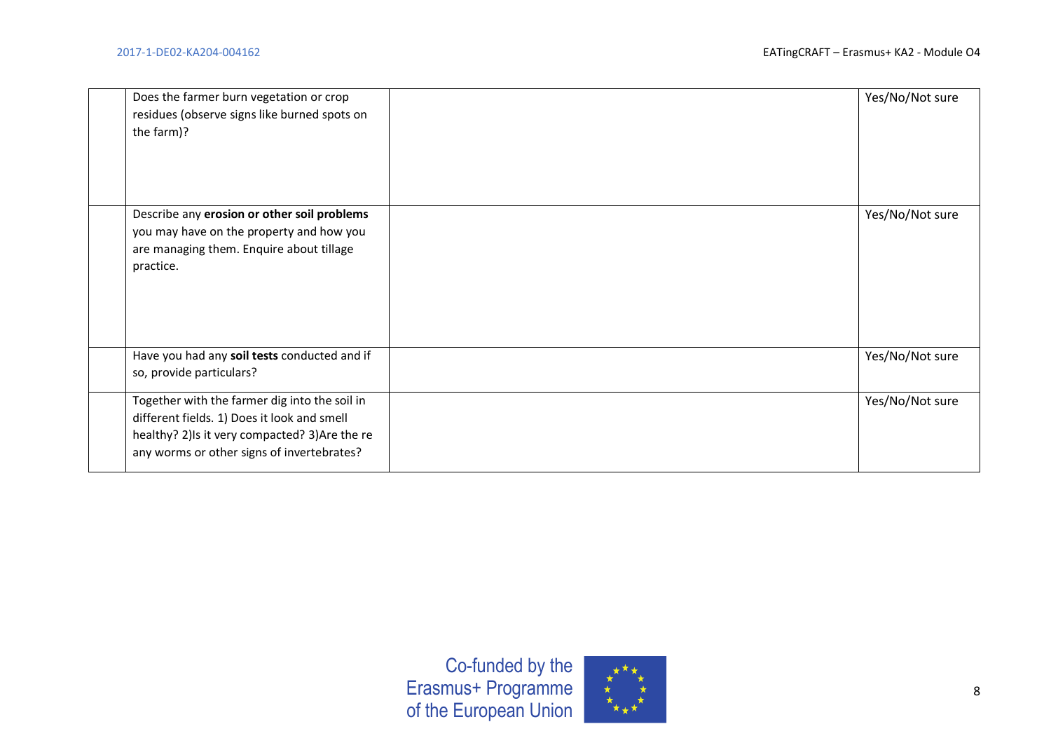| | | | |
|---|---|---|---|
| | Does the farmer burn vegetation or crop residues (observe signs like burned spots on the farm)? | | Yes/No/Not sure |
| | Describe any **erosion or other soil problems** you may have on the property and how you are managing them. Enquire about tillage practice. | | Yes/No/Not sure |
| | Have you had any **soil tests** conducted and if so, provide particulars? | | Yes/No/Not sure |
| | Together with the farmer dig into the soil in different fields. 1) Does it look and smell healthy? 2)Is it very compacted? 3)Are the re any worms or other signs of invertebrates? | | Yes/No/Not sure |

Co-funded by the Erasmus+ Programme of the European Union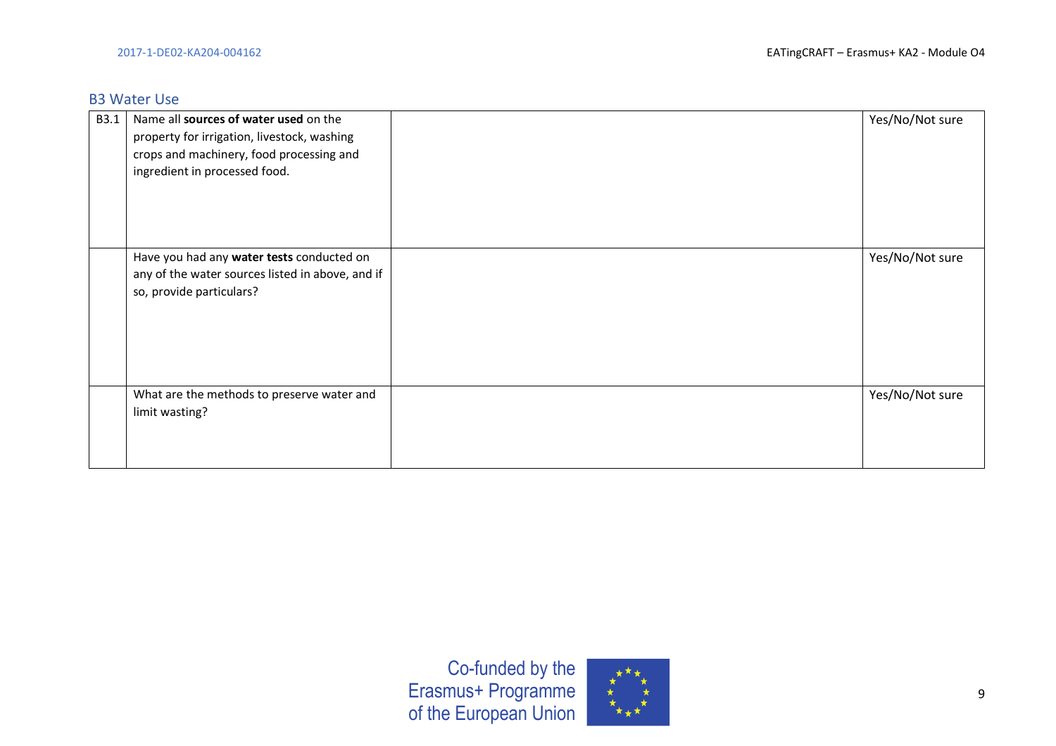### B3 Water Use

| | | | |
|---|---|---|---|
| B3.1 | Name all **sources of water used** on the property for irrigation, livestock, washing crops and machinery, food processing and ingredient in processed food. | | Yes/No/Not sure |
| | Have you had any **water tests** conducted on any of the water sources listed in above, and if so, provide particulars? | | Yes/No/Not sure |
| | What are the methods to preserve water and limit wasting? | | Yes/No/Not sure |

Co-funded by the Erasmus+ Programme of the European Union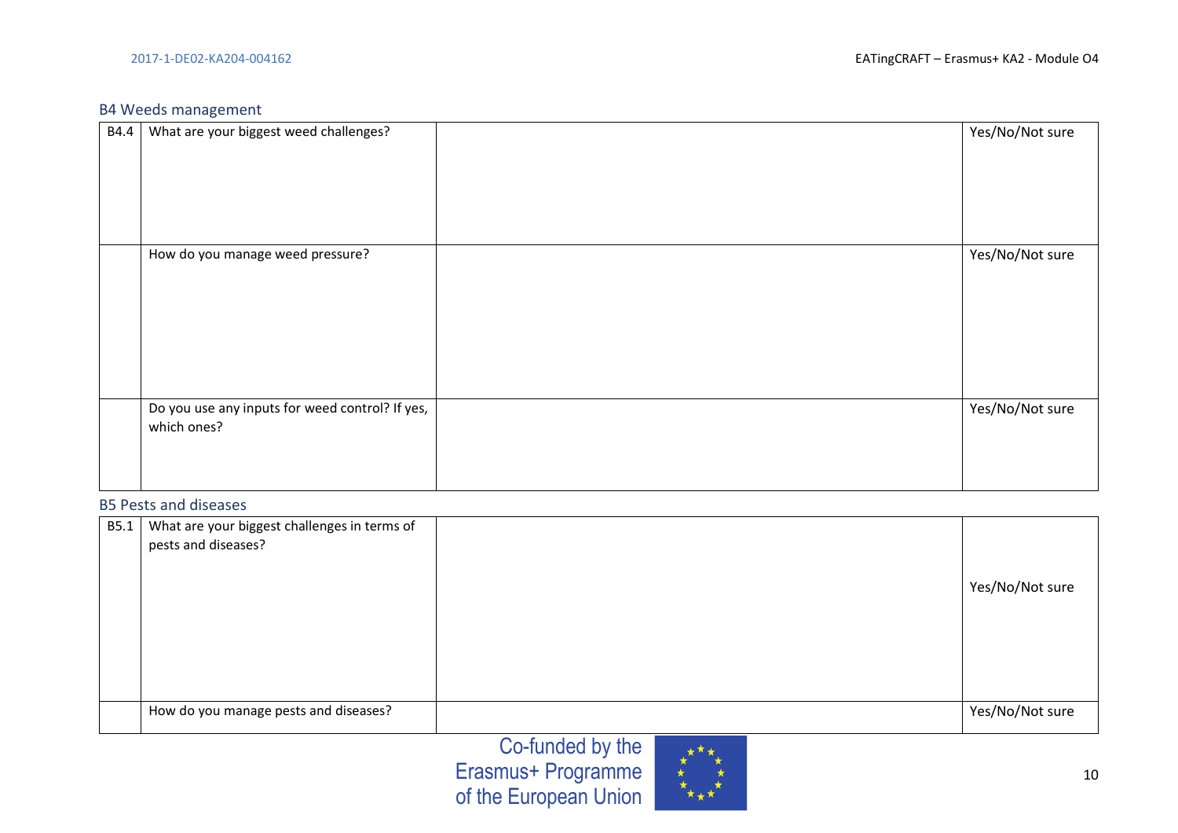### B4 Weeds management

| | | | |
|---|---|---|---|
| B4.4 | What are your biggest weed challenges? | | Yes/No/Not sure |
| | How do you manage weed pressure? | | Yes/No/Not sure |
| | Do you use any inputs for weed control? If yes, which ones? | | Yes/No/Not sure |

### B5 Pests and diseases

| | | | |
|---|---|---|---|
| B5.1 | What are your biggest challenges in terms of pests and diseases? | | Yes/No/Not sure |
| | How do you manage pests and diseases? | | Yes/No/Not sure |

Co-funded by the Erasmus+ Programme of the European Union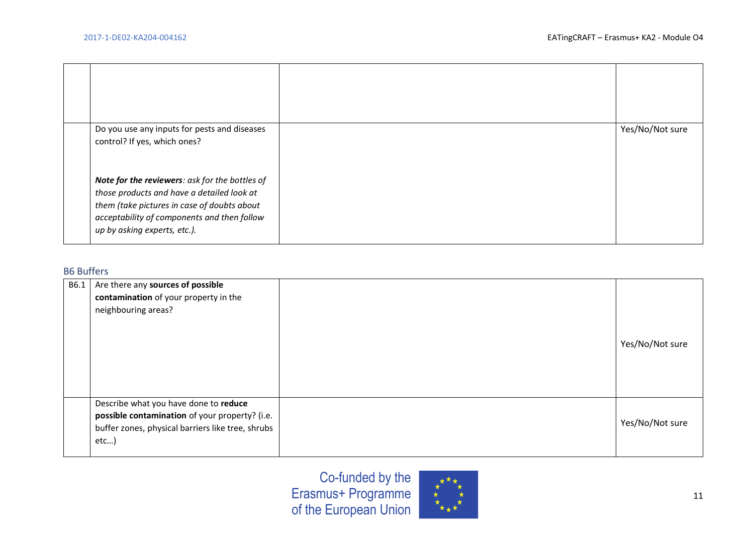| | | | |
|---|---|---|---|
| | | | |
| | Do you use any inputs for pests and diseases control? If yes, which ones?<br><br>***Note for the reviewers****: ask for the bottles of those products and have a detailed look at them (take pictures in case of doubts about acceptability of components and then follow up by asking experts, etc.).* | | Yes/No/Not sure |

### B6 Buffers

| | | | |
|---|---|---|---|
| B6.1 | Are there any **sources of possible contamination** of your property in the neighbouring areas? | | Yes/No/Not sure |
| | Describe what you have done to **reduce possible contamination** of your property? (i.e. buffer zones, physical barriers like tree, shrubs etc…) | | Yes/No/Not sure |

Co-funded by the Erasmus+ Programme of the European Union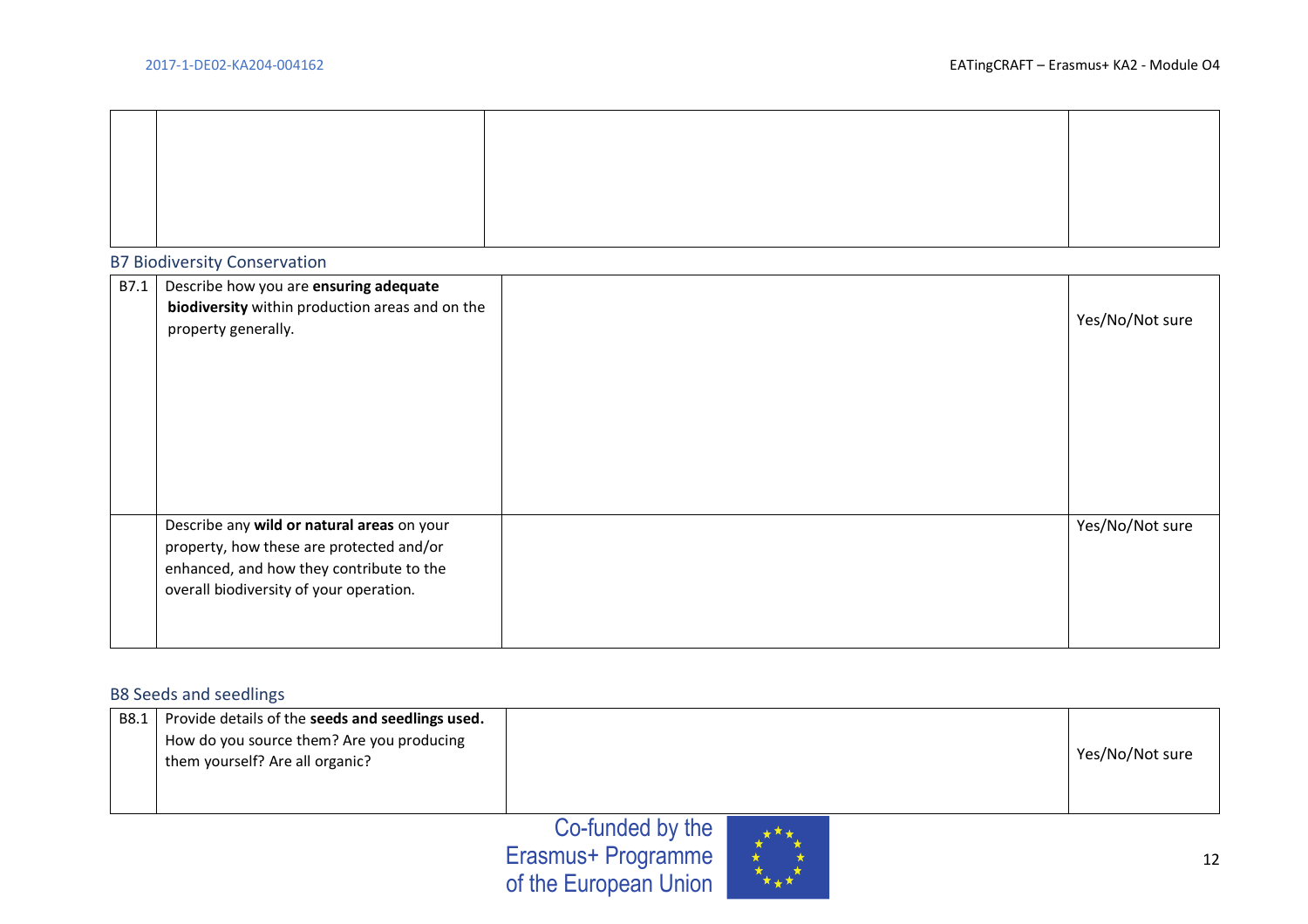| | | | |
|---|---|---|---|
| | | | |

### B7 Biodiversity Conservation

| | | | |
|---|---|---|---|
| B7.1 | Describe how you are **ensuring adequate biodiversity** within production areas and on the property generally. | | Yes/No/Not sure |
| | Describe any **wild or natural areas** on your property, how these are protected and/or enhanced, and how they contribute to the overall biodiversity of your operation. | | Yes/No/Not sure |

### B8 Seeds and seedlings

| | | | |
|---|---|---|---|
| B8.1 | Provide details of the **seeds and seedlings used.** How do you source them? Are you producing them yourself? Are all organic? | | Yes/No/Not sure |

Co-funded by the Erasmus+ Programme of the European Union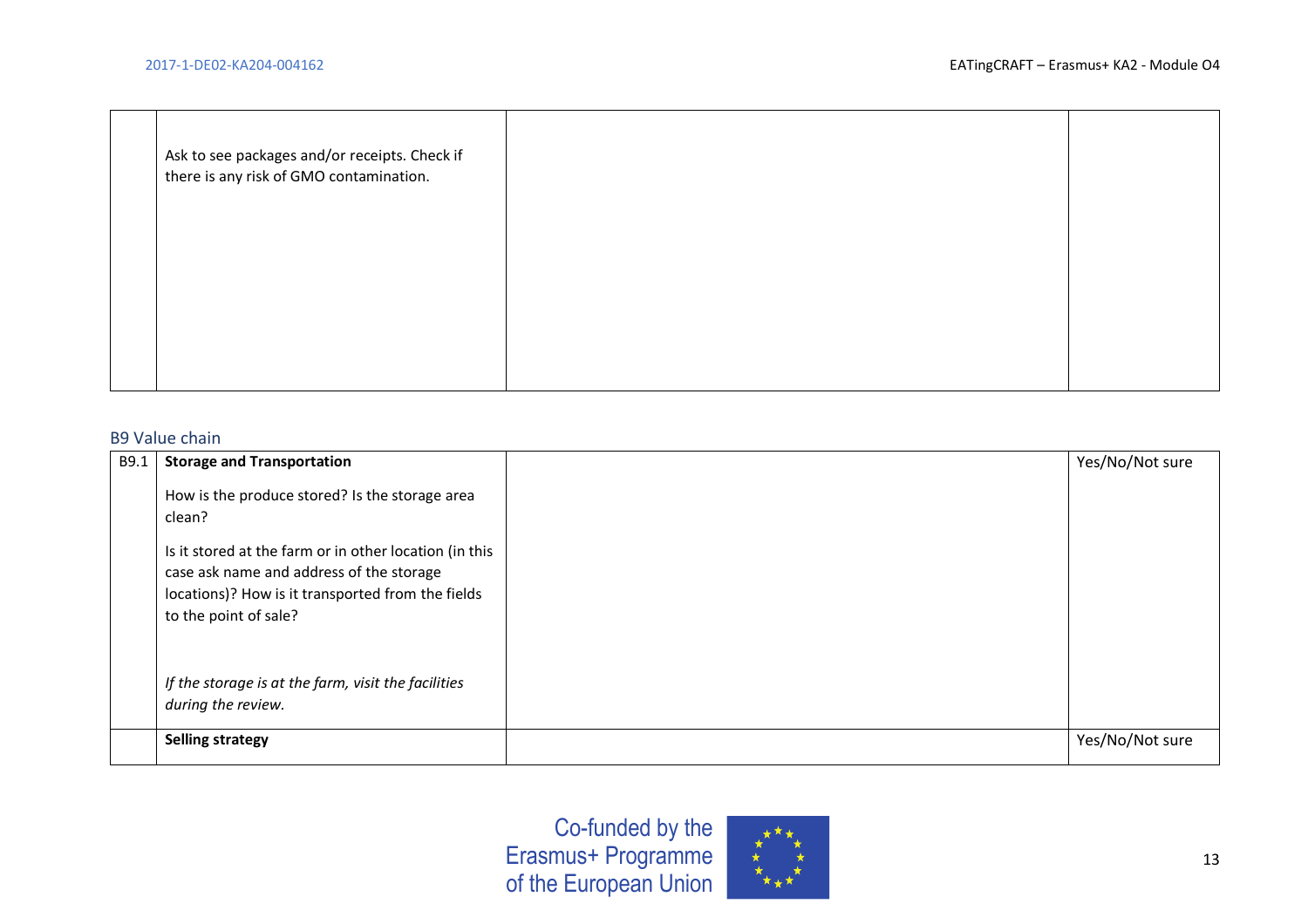| | | | |
|---|---|---|---|
| | Ask to see packages and/or receipts. Check if there is any risk of GMO contamination. | | |

### B9 Value chain

| | | | |
|---|---|---|---|
| B9.1 | **Storage and Transportation**<br><br>How is the produce stored? Is the storage area clean?<br><br>Is it stored at the farm or in other location (in this case ask name and address of the storage locations)? How is it transported from the fields to the point of sale?<br><br>*If the storage is at the farm, visit the facilities during the review.* | | Yes/No/Not sure |
| | **Selling strategy** | | Yes/No/Not sure |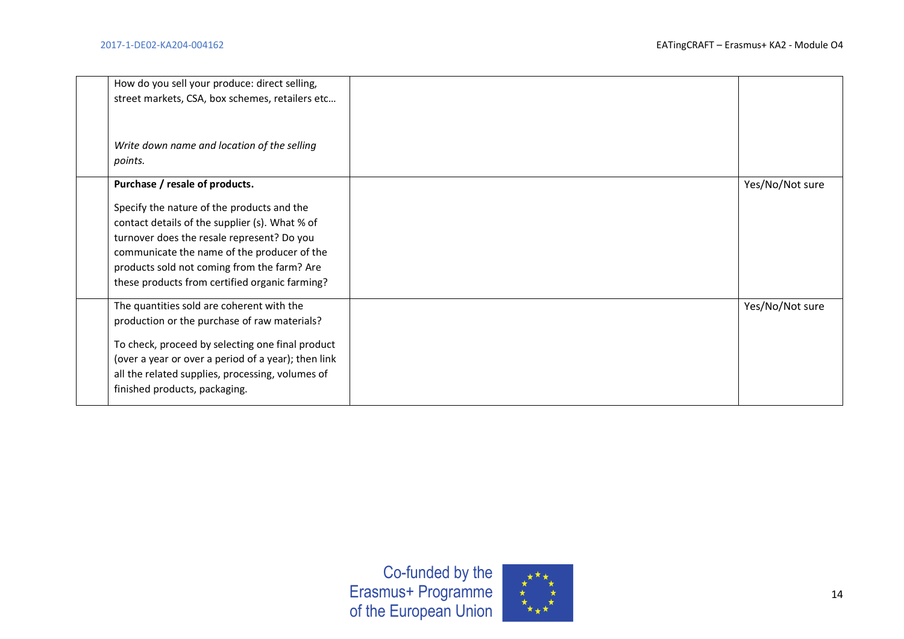| | | | |
|---|---|---|---|
| | How do you sell your produce: direct selling, street markets, CSA, box schemes, retailers etc…<br><br>*Write down name and location of the selling points.* | | |
| | **Purchase / resale of products.**<br><br>Specify the nature of the products and the contact details of the supplier (s). What % of turnover does the resale represent? Do you communicate the name of the producer of the products sold not coming from the farm? Are these products from certified organic farming? | | Yes/No/Not sure |
| | The quantities sold are coherent with the production or the purchase of raw materials?<br><br>To check, proceed by selecting one final product (over a year or over a period of a year); then link all the related supplies, processing, volumes of finished products, packaging. | | Yes/No/Not sure |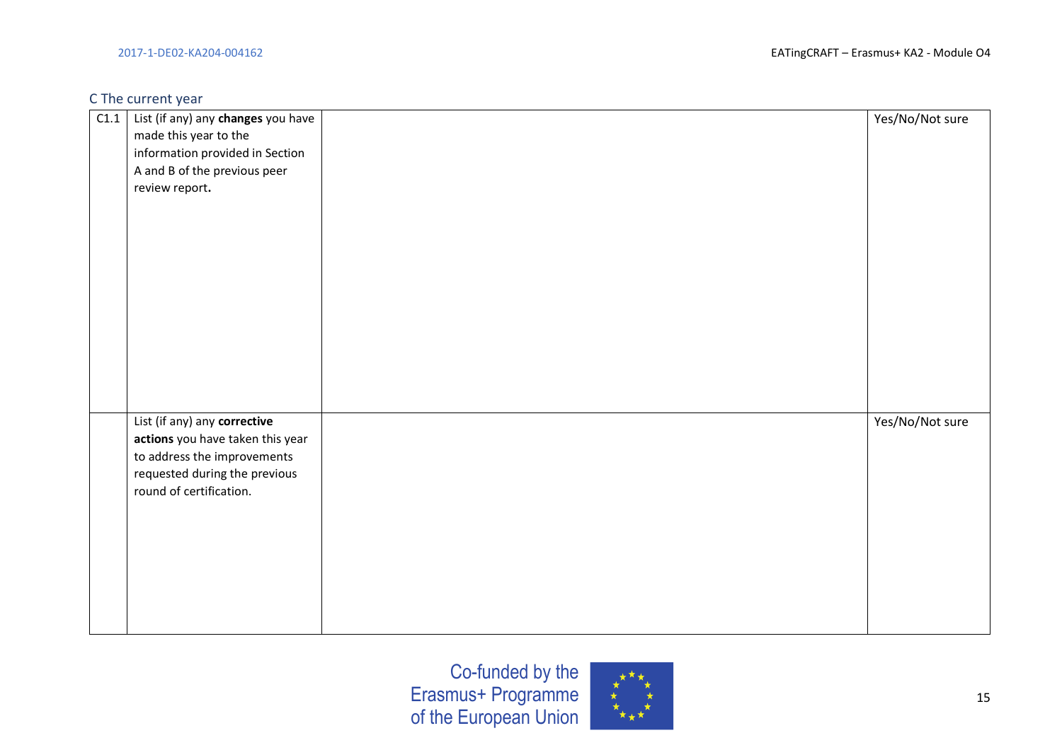## C The current year

| | | | |
|---|---|---|---|
| C1.1 | List (if any) any **changes** you have made this year to the information provided in Section A and B of the previous peer review report**.** | | Yes/No/Not sure |
| | List (if any) any **corrective actions** you have taken this year to address the improvements requested during the previous round of certification. | | Yes/No/Not sure |

Co-funded by the Erasmus+ Programme of the European Union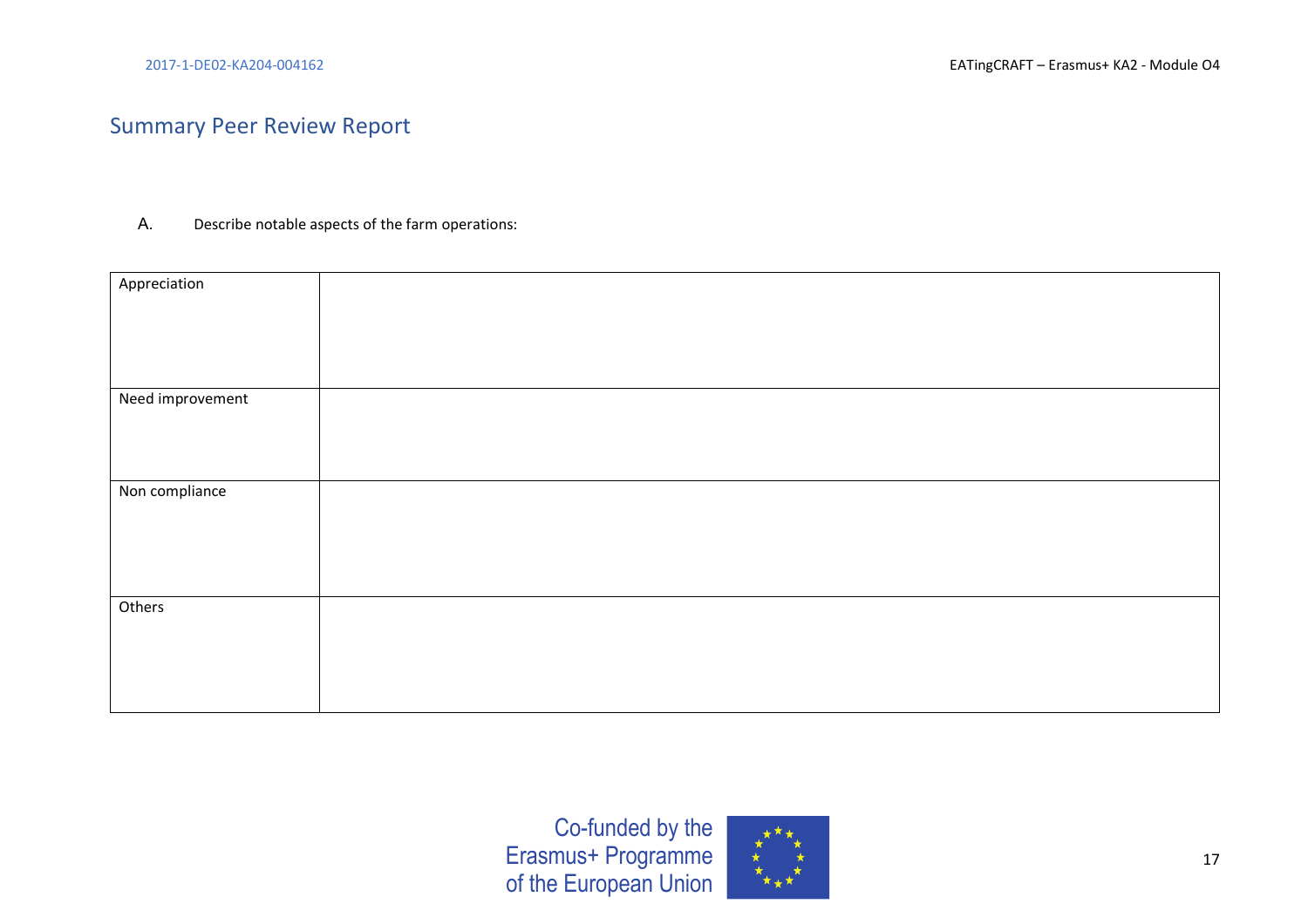## Summary Peer Review Report

A. Describe notable aspects of the farm operations:

| | |
|---|---|
| Appreciation | |
| Need improvement | |
| Non compliance | |
| Others | |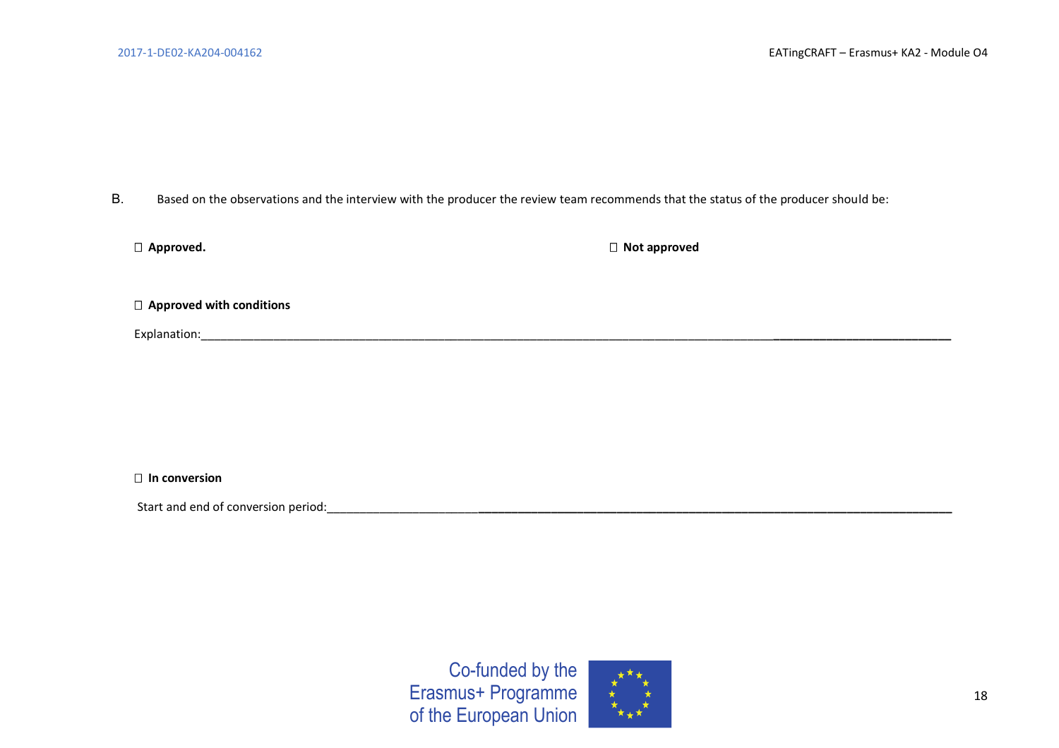B. Based on the observations and the interview with the producer the review team recommends that the status of the producer should be:

☐ **Approved.** ☐ **Not approved**

☐ **Approved with conditions**

Explanation:___________________________________________________________________________________________________________

☐ **In conversion**

Start and end of conversion period:___________________________________________________________________________________

Co-funded by the Erasmus+ Programme of the European Union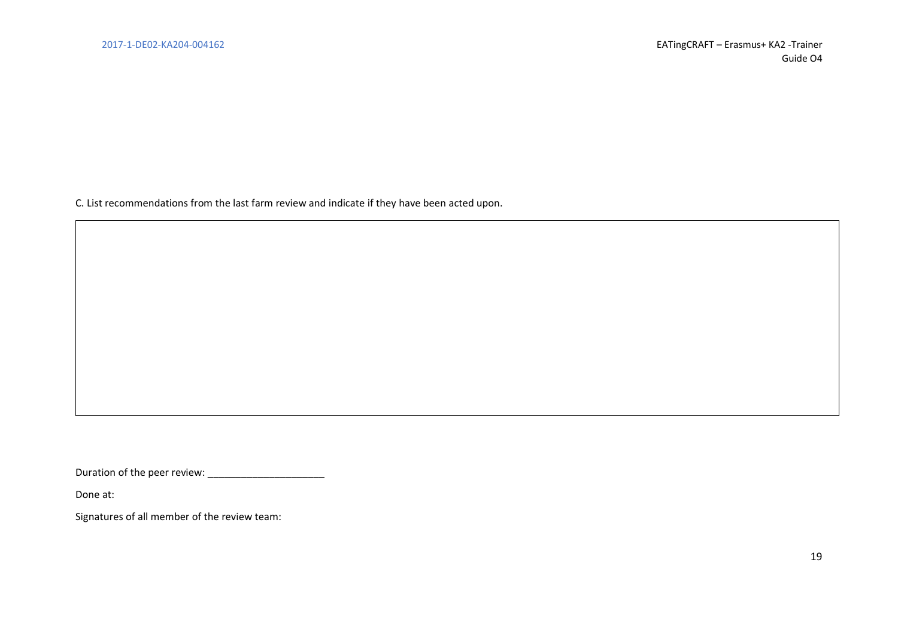C. List recommendations from the last farm review and indicate if they have been acted upon.

| |
|---|
| |

Duration of the peer review: ____________________

Done at:

Signatures of all member of the review team: